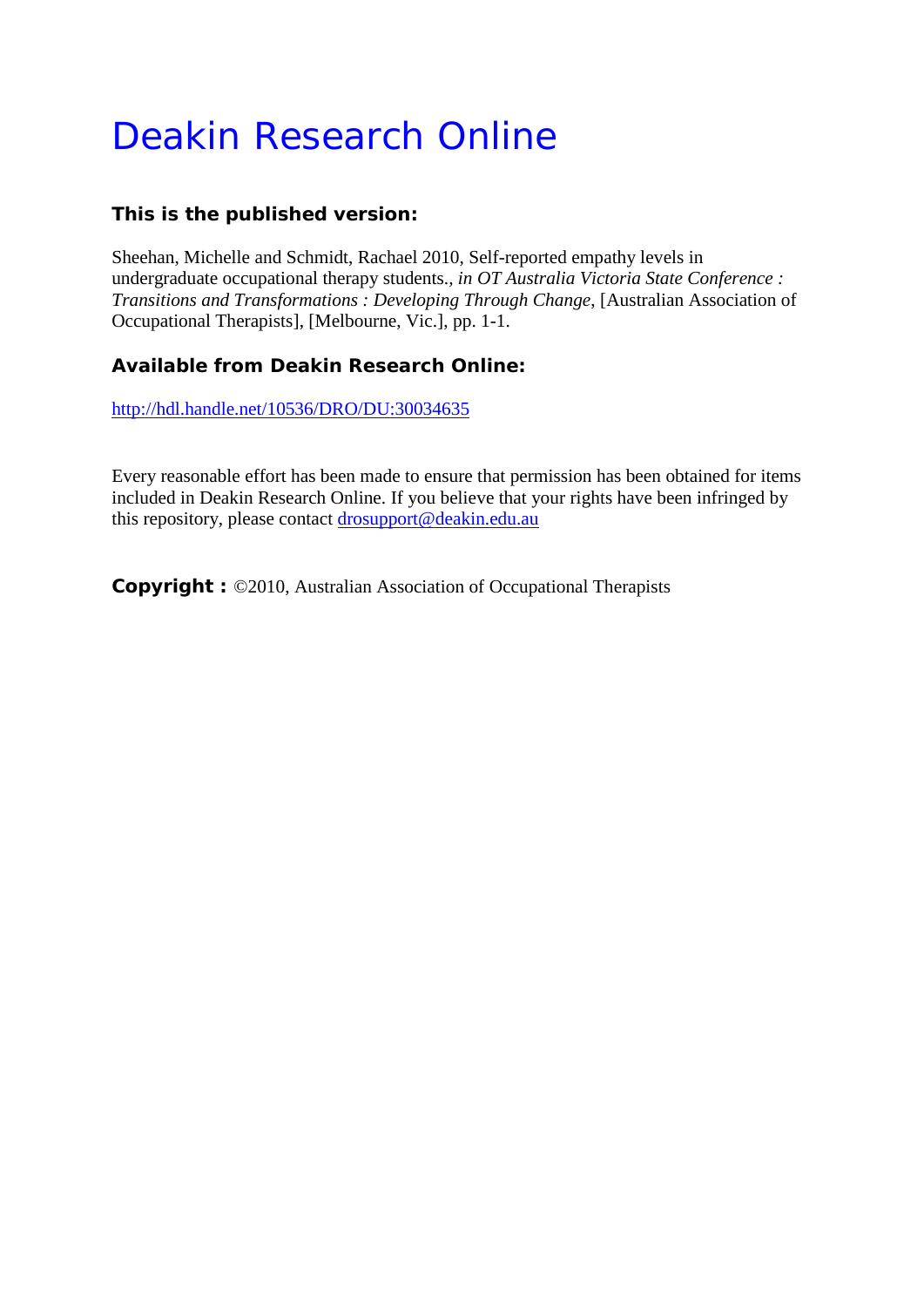# Deakin Research Online

**This is the published version:**

Sheehan, Michelle and Schmidt, Rachael 2010, Self-reported empathy levels in undergraduate occupational therapy students., *in OT Australia Victoria State Conference : Transitions and Transformations : Developing Through Change*, [Australian Association of Occupational Therapists], [Melbourne, Vic.], pp. 1-1.

**Available from Deakin Research Online:**

http://hdl.handle.net/10536/DRO/DU:30034635

Every reasonable effort has been made to ensure that permission has been obtained for items included in Deakin Research Online. If you believe that your rights have been infringed by this repository, please contact drosupport@deakin.edu.au

**Copyright :** ©2010, Australian Association of Occupational Therapists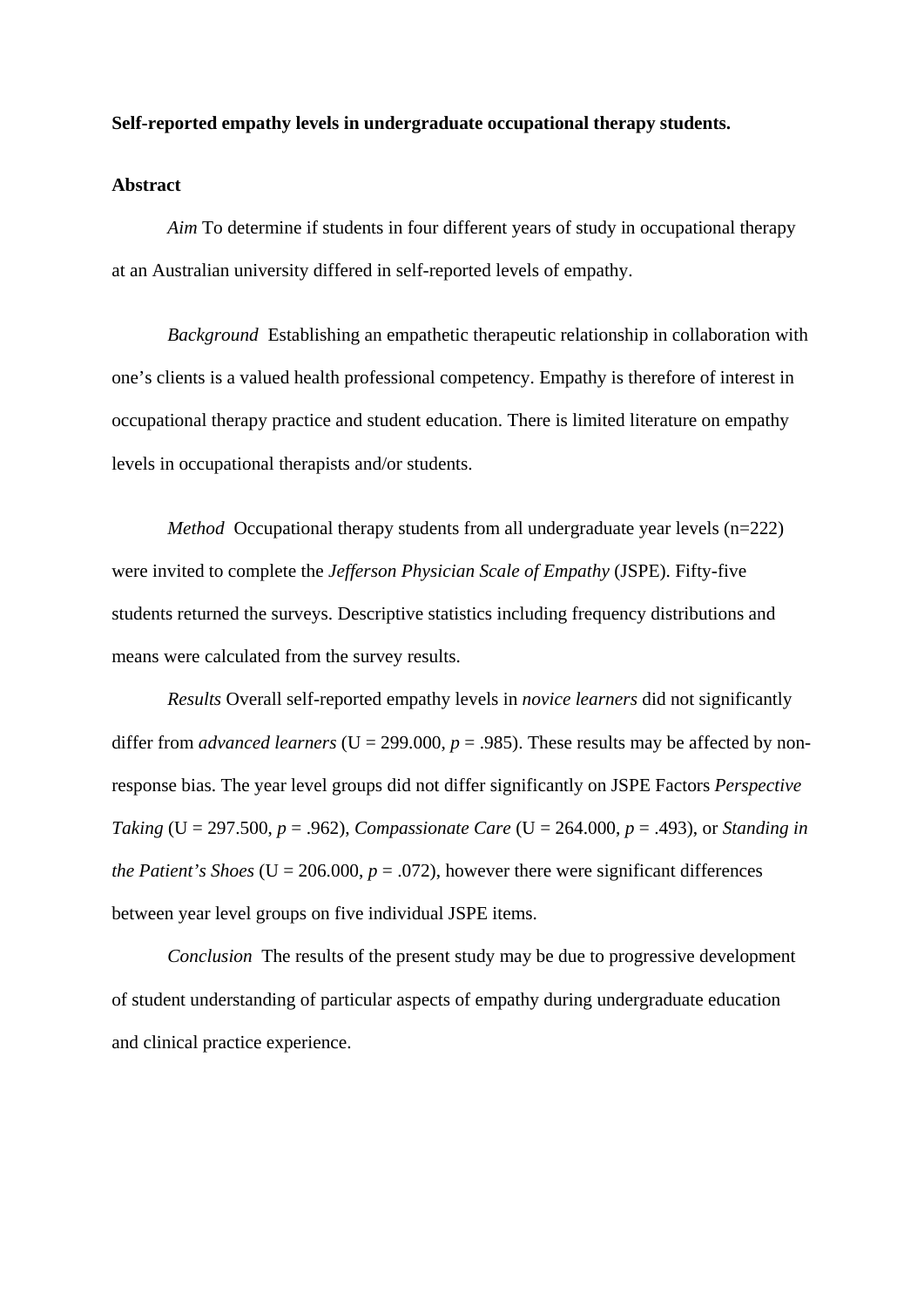**Self-reported empathy levels in undergraduate occupational therapy students.**

**Abstract**

*Aim* To determine if students in four different years of study in occupational therapy at an Australian university differed in self-reported levels of empathy.

*Background* Establishing an empathetic therapeutic relationship in collaboration with one's clients is a valued health professional competency. Empathy is therefore of interest in occupational therapy practice and student education. There is limited literature on empathy levels in occupational therapists and/or students.

*Method* Occupational therapy students from all undergraduate year levels (n=222) were invited to complete the *Jefferson Physician Scale of Empathy* (JSPE). Fifty-five students returned the surveys. Descriptive statistics including frequency distributions and means were calculated from the survey results.

*Results* Overall self-reported empathy levels in *novice learners* did not significantly differ from *advanced learners* (U = 299.000, $p$ = .985). These results may be affected by non-response bias. The year level groups did not differ significantly on JSPE Factors *Perspective Taking* (U = 297.500, $p$ = .962), *Compassionate Care* (U = 264.000, $p$ = .493), or *Standing in the Patient's Shoes* (U = 206.000, $p$ = .072), however there were significant differences between year level groups on five individual JSPE items.

*Conclusion* The results of the present study may be due to progressive development of student understanding of particular aspects of empathy during undergraduate education and clinical practice experience.